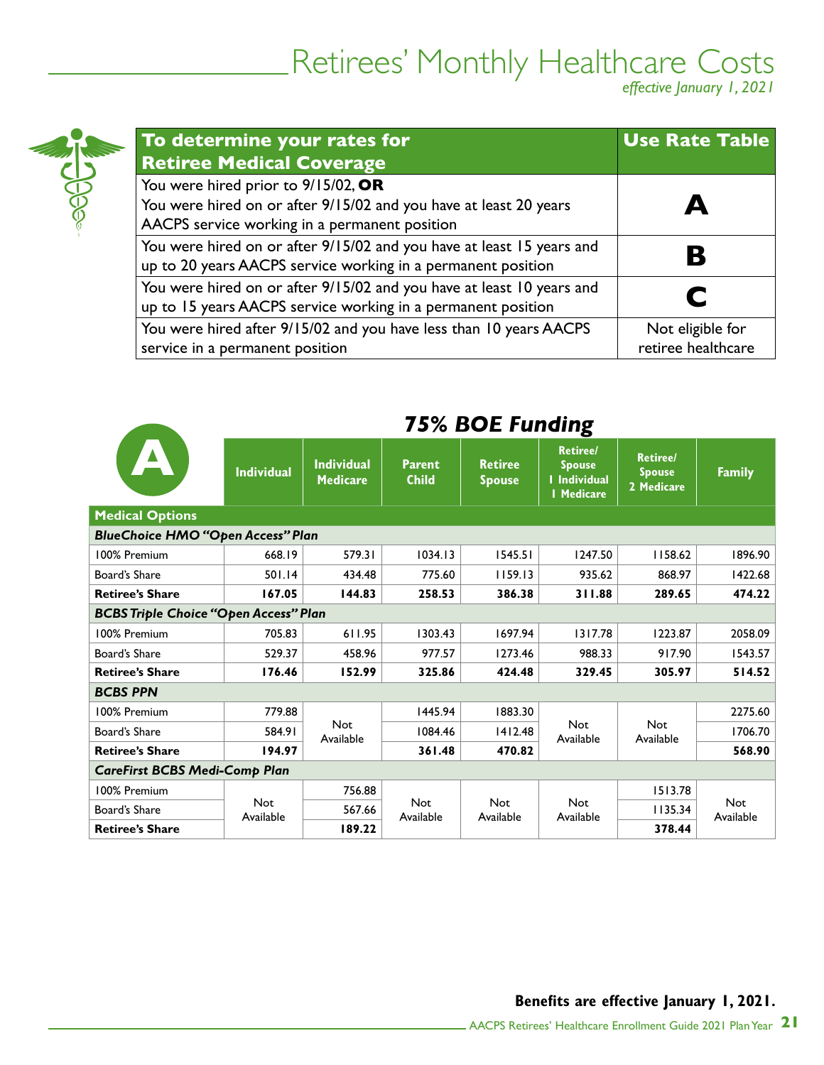# Retirees' Monthly Healthcare Costs

*effective January 1, 2021*

| To determine your rates for Retiree Medical Coverage | Use Rate Table |
|---|---|
| You were hired prior to 9/15/02, **OR** You were hired on or after 9/15/02 and you have at least 20 years AACPS service working in a permanent position | **A** |
| You were hired on or after 9/15/02 and you have at least 15 years and up to 20 years AACPS service working in a permanent position | **B** |
| You were hired on or after 9/15/02 and you have at least 10 years and up to 15 years AACPS service working in a permanent position | **C** |
| You were hired after 9/15/02 and you have less than 10 years AACPS service in a permanent position | Not eligible for retiree healthcare |

## 75% BOE Funding

| A | Individual | Individual Medicare | Parent Child | Retiree Spouse | Retiree/ Spouse 1 Individual 1 Medicare | Retiree/ Spouse 2 Medicare | Family |
|---|---|---|---|---|---|---|---|
| **Medical Options** | | | | | | | |
| ***BlueChoice HMO "Open Access" Plan*** | | | | | | | |
| 100% Premium | 668.19 | 579.31 | 1034.13 | 1545.51 | 1247.50 | 1158.62 | 1896.90 |
| Board's Share | 501.14 | 434.48 | 775.60 | 1159.13 | 935.62 | 868.97 | 1422.68 |
| **Retiree's Share** | **167.05** | **144.83** | **258.53** | **386.38** | **311.88** | **289.65** | **474.22** |
| ***BCBS Triple Choice "Open Access" Plan*** | | | | | | | |
| 100% Premium | 705.83 | 611.95 | 1303.43 | 1697.94 | 1317.78 | 1223.87 | 2058.09 |
| Board's Share | 529.37 | 458.96 | 977.57 | 1273.46 | 988.33 | 917.90 | 1543.57 |
| **Retiree's Share** | **176.46** | **152.99** | **325.86** | **424.48** | **329.45** | **305.97** | **514.52** |
| ***BCBS PPN*** | | | | | | | |
| 100% Premium | 779.88 | Not Available | 1445.94 | 1883.30 | Not Available | Not Available | 2275.60 |
| Board's Share | 584.91 | | 1084.46 | 1412.48 | | | 1706.70 |
| **Retiree's Share** | **194.97** | | **361.48** | **470.82** | | | **568.90** |
| ***CareFirst BCBS Medi-Comp Plan*** | | | | | | | |
| 100% Premium | Not Available | 756.88 | Not Available | Not Available | Not Available | 1513.78 | Not Available |
| Board's Share | | 567.66 | | | | 1135.34 | |
| **Retiree's Share** | | **189.22** | | | | **378.44** | |

**Benefits are effective January 1, 2021.**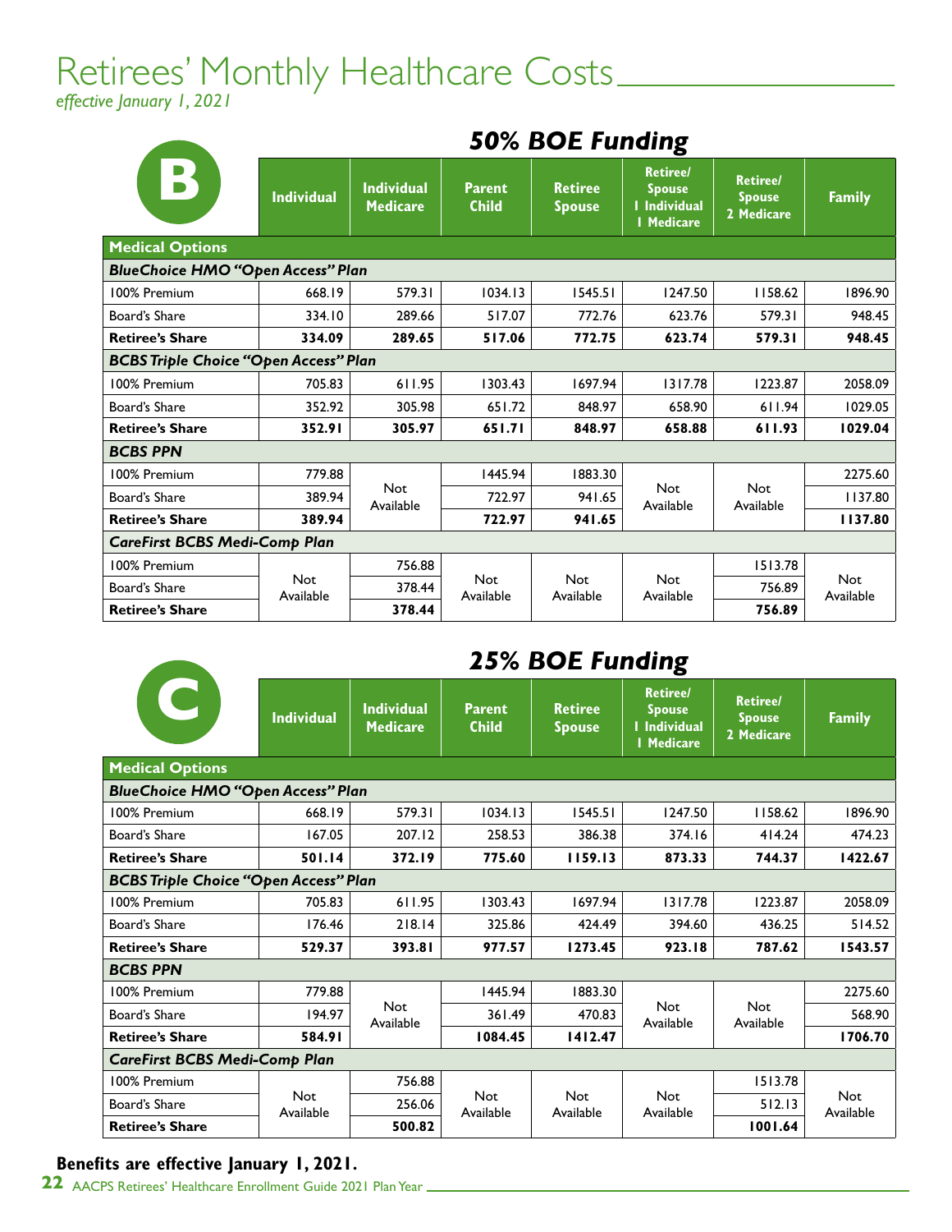# Retirees' Monthly Healthcare Costs

*effective January 1, 2021*

## B — 50% BOE Funding

| Medical Options | Individual | Individual Medicare | Parent Child | Retiree Spouse | Retiree/ Spouse 1 Individual 1 Medicare | Retiree/ Spouse 2 Medicare | Family |
|---|---|---|---|---|---|---|---|
| ***BlueChoice HMO "Open Access" Plan*** | | | | | | | |
| 100% Premium | 668.19 | 579.31 | 1034.13 | 1545.51 | 1247.50 | 1158.62 | 1896.90 |
| Board's Share | 334.10 | 289.66 | 517.07 | 772.76 | 623.76 | 579.31 | 948.45 |
| **Retiree's Share** | **334.09** | **289.65** | **517.06** | **772.75** | **623.74** | **579.31** | **948.45** |
| ***BCBS Triple Choice "Open Access" Plan*** | | | | | | | |
| 100% Premium | 705.83 | 611.95 | 1303.43 | 1697.94 | 1317.78 | 1223.87 | 2058.09 |
| Board's Share | 352.92 | 305.98 | 651.72 | 848.97 | 658.90 | 611.94 | 1029.05 |
| **Retiree's Share** | **352.91** | **305.97** | **651.71** | **848.97** | **658.88** | **611.93** | **1029.04** |
| ***BCBS PPN*** | | | | | | | |
| 100% Premium | 779.88 | Not Available | 1445.94 | 1883.30 | Not Available | Not Available | 2275.60 |
| Board's Share | 389.94 | | 722.97 | 941.65 | | | 1137.80 |
| **Retiree's Share** | **389.94** | | **722.97** | **941.65** | | | **1137.80** |
| ***CareFirst BCBS Medi-Comp Plan*** | | | | | | | |
| 100% Premium | Not Available | 756.88 | Not Available | Not Available | Not Available | 1513.78 | Not Available |
| Board's Share | | 378.44 | | | | 756.89 | |
| **Retiree's Share** | | **378.44** | | | | **756.89** | |

## C — 25% BOE Funding

| Medical Options | Individual | Individual Medicare | Parent Child | Retiree Spouse | Retiree/ Spouse 1 Individual 1 Medicare | Retiree/ Spouse 2 Medicare | Family |
|---|---|---|---|---|---|---|---|
| ***BlueChoice HMO "Open Access" Plan*** | | | | | | | |
| 100% Premium | 668.19 | 579.31 | 1034.13 | 1545.51 | 1247.50 | 1158.62 | 1896.90 |
| Board's Share | 167.05 | 207.12 | 258.53 | 386.38 | 374.16 | 414.24 | 474.23 |
| **Retiree's Share** | **501.14** | **372.19** | **775.60** | **1159.13** | **873.33** | **744.37** | **1422.67** |
| ***BCBS Triple Choice "Open Access" Plan*** | | | | | | | |
| 100% Premium | 705.83 | 611.95 | 1303.43 | 1697.94 | 1317.78 | 1223.87 | 2058.09 |
| Board's Share | 176.46 | 218.14 | 325.86 | 424.49 | 394.60 | 436.25 | 514.52 |
| **Retiree's Share** | **529.37** | **393.81** | **977.57** | **1273.45** | **923.18** | **787.62** | **1543.57** |
| ***BCBS PPN*** | | | | | | | |
| 100% Premium | 779.88 | Not Available | 1445.94 | 1883.30 | Not Available | Not Available | 2275.60 |
| Board's Share | 194.97 | | 361.49 | 470.83 | | | 568.90 |
| **Retiree's Share** | **584.91** | | **1084.45** | **1412.47** | | | **1706.70** |
| ***CareFirst BCBS Medi-Comp Plan*** | | | | | | | |
| 100% Premium | Not Available | 756.88 | Not Available | Not Available | Not Available | 1513.78 | Not Available |
| Board's Share | | 256.06 | | | | 512.13 | |
| **Retiree's Share** | | **500.82** | | | | **1001.64** | |

**Benefits are effective January 1, 2021.**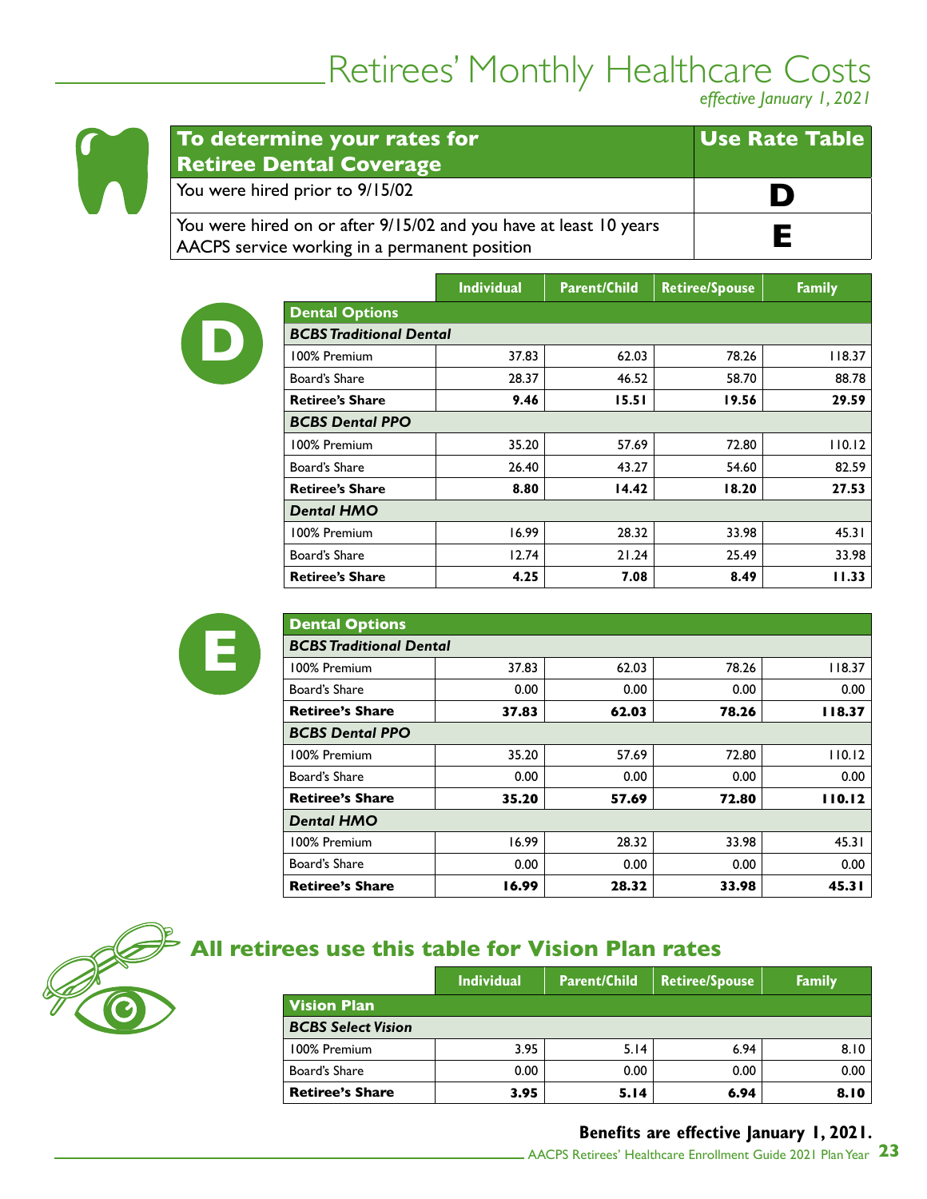# Retirees' Monthly Healthcare Costs

*effective January 1, 2021*

| To determine your rates for Retiree Dental Coverage | Use Rate Table |
|---|---|
| You were hired prior to 9/15/02 | D |
| You were hired on or after 9/15/02 and you have at least 10 years AACPS service working in a permanent position | E |

## D

| | Individual | Parent/Child | Retiree/Spouse | Family |
|---|---|---|---|---|
| **Dental Options** | | | | |
| ***BCBS Traditional Dental*** | | | | |
| 100% Premium | 37.83 | 62.03 | 78.26 | 118.37 |
| Board's Share | 28.37 | 46.52 | 58.70 | 88.78 |
| **Retiree's Share** | **9.46** | **15.51** | **19.56** | **29.59** |
| ***BCBS Dental PPO*** | | | | |
| 100% Premium | 35.20 | 57.69 | 72.80 | 110.12 |
| Board's Share | 26.40 | 43.27 | 54.60 | 82.59 |
| **Retiree's Share** | **8.80** | **14.42** | **18.20** | **27.53** |
| ***Dental HMO*** | | | | |
| 100% Premium | 16.99 | 28.32 | 33.98 | 45.31 |
| Board's Share | 12.74 | 21.24 | 25.49 | 33.98 |
| **Retiree's Share** | **4.25** | **7.08** | **8.49** | **11.33** |

## E

| | Individual | Parent/Child | Retiree/Spouse | Family |
|---|---|---|---|---|
| **Dental Options** | | | | |
| ***BCBS Traditional Dental*** | | | | |
| 100% Premium | 37.83 | 62.03 | 78.26 | 118.37 |
| Board's Share | 0.00 | 0.00 | 0.00 | 0.00 |
| **Retiree's Share** | **37.83** | **62.03** | **78.26** | **118.37** |
| ***BCBS Dental PPO*** | | | | |
| 100% Premium | 35.20 | 57.69 | 72.80 | 110.12 |
| Board's Share | 0.00 | 0.00 | 0.00 | 0.00 |
| **Retiree's Share** | **35.20** | **57.69** | **72.80** | **110.12** |
| ***Dental HMO*** | | | | |
| 100% Premium | 16.99 | 28.32 | 33.98 | 45.31 |
| Board's Share | 0.00 | 0.00 | 0.00 | 0.00 |
| **Retiree's Share** | **16.99** | **28.32** | **33.98** | **45.31** |

## All retirees use this table for Vision Plan rates

| | Individual | Parent/Child | Retiree/Spouse | Family |
|---|---|---|---|---|
| **Vision Plan** | | | | |
| ***BCBS Select Vision*** | | | | |
| 100% Premium | 3.95 | 5.14 | 6.94 | 8.10 |
| Board's Share | 0.00 | 0.00 | 0.00 | 0.00 |
| **Retiree's Share** | **3.95** | **5.14** | **6.94** | **8.10** |

**Benefits are effective January 1, 2021.**